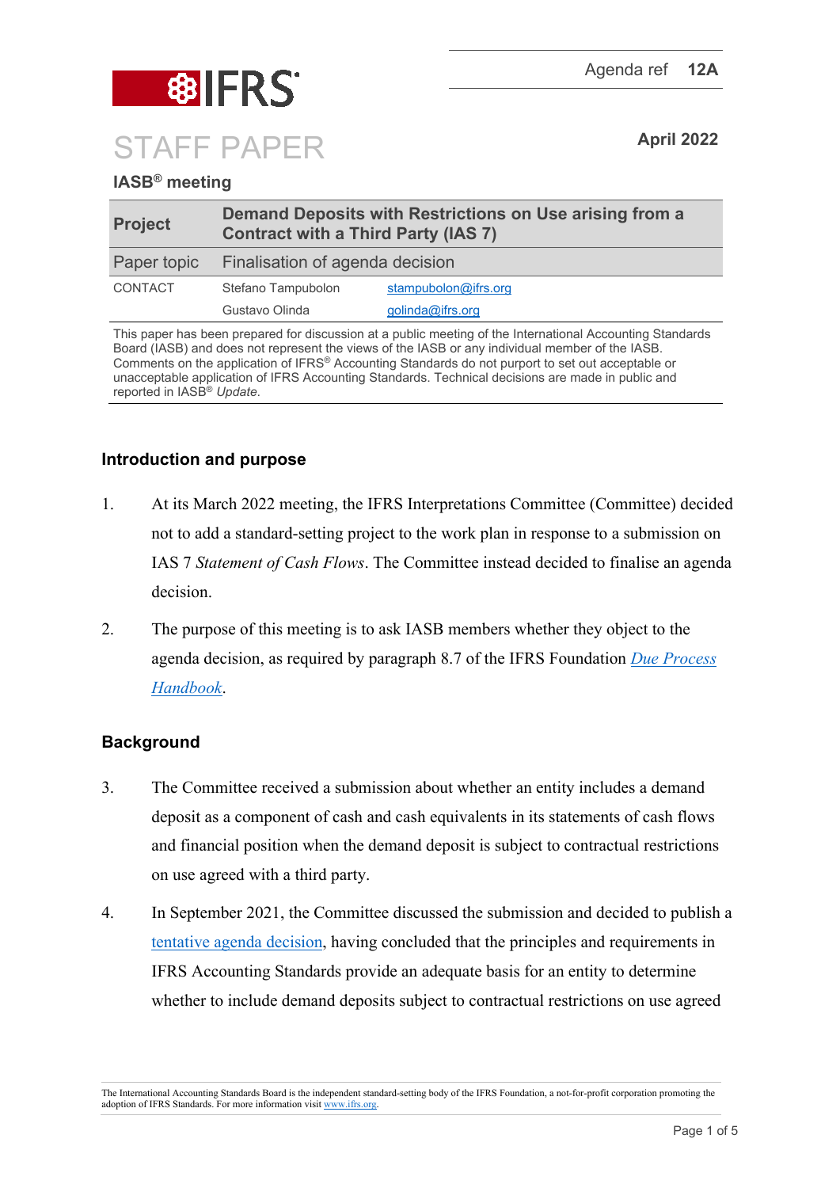Agenda ref **12A**

# STAFF PAPER

**April 2022**

**IASB® meeting**

| **Project** | **Demand Deposits with Restrictions on Use arising from a Contract with a Third Party (IAS 7)** | |
|---|---|---|
| Paper topic | Finalisation of agenda decision | |
| CONTACT | Stefano Tampubolon | stampubolon@ifrs.org |
| | Gustavo Olinda | golinda@ifrs.org |

This paper has been prepared for discussion at a public meeting of the International Accounting Standards Board (IASB) and does not represent the views of the IASB or any individual member of the IASB. Comments on the application of IFRS® Accounting Standards do not purport to set out acceptable or unacceptable application of IFRS Accounting Standards. Technical decisions are made in public and reported in IASB® *Update*.

## Introduction and purpose

1. At its March 2022 meeting, the IFRS Interpretations Committee (Committee) decided not to add a standard-setting project to the work plan in response to a submission on IAS 7 *Statement of Cash Flows*. The Committee instead decided to finalise an agenda decision.

2. The purpose of this meeting is to ask IASB members whether they object to the agenda decision, as required by paragraph 8.7 of the IFRS Foundation *Due Process Handbook*.

## Background

3. The Committee received a submission about whether an entity includes a demand deposit as a component of cash and cash equivalents in its statements of cash flows and financial position when the demand deposit is subject to contractual restrictions on use agreed with a third party.

4. In September 2021, the Committee discussed the submission and decided to publish a tentative agenda decision, having concluded that the principles and requirements in IFRS Accounting Standards provide an adequate basis for an entity to determine whether to include demand deposits subject to contractual restrictions on use agreed

The International Accounting Standards Board is the independent standard-setting body of the IFRS Foundation, a not-for-profit corporation promoting the adoption of IFRS Standards. For more information visit www.ifrs.org.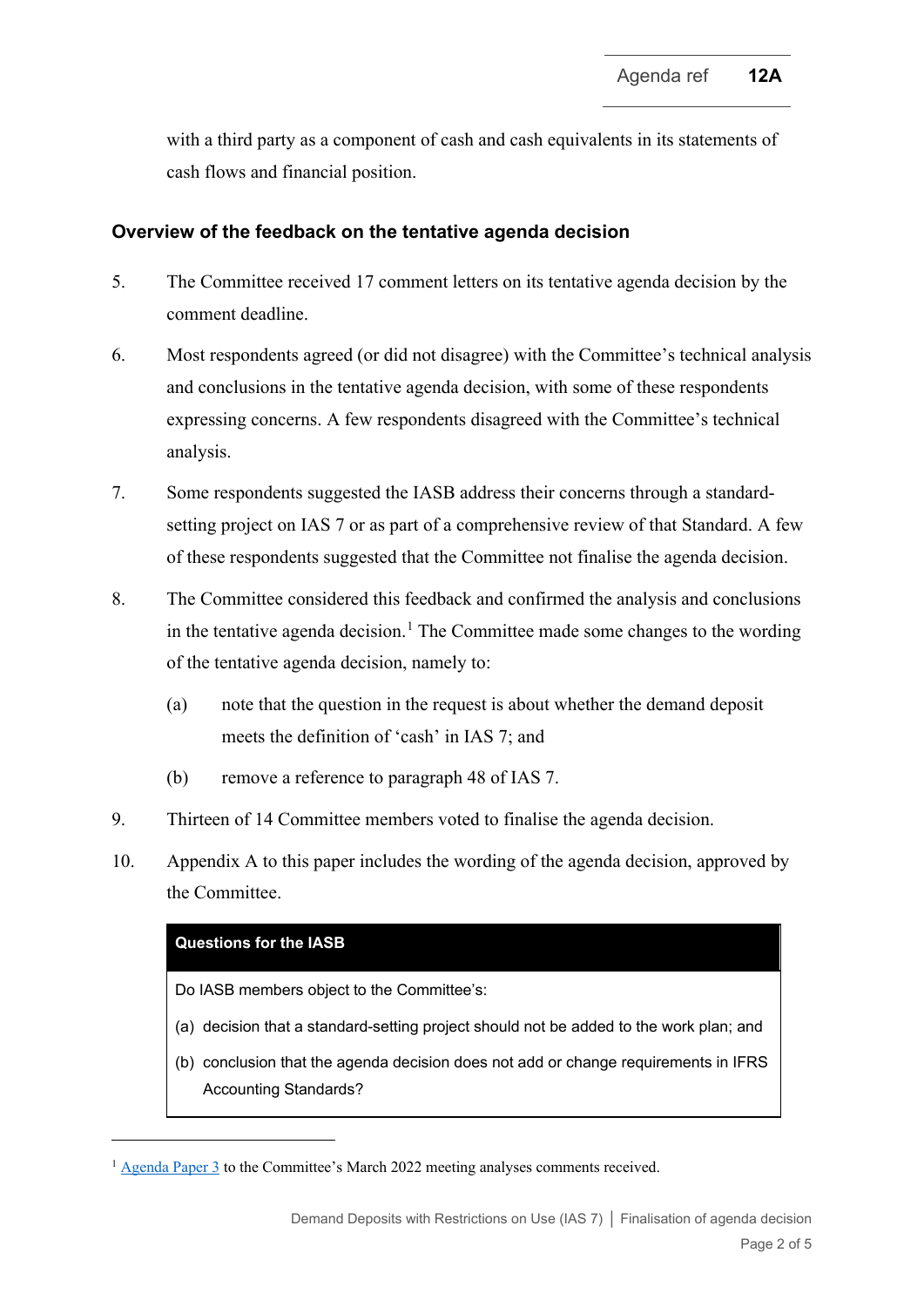with a third party as a component of cash and cash equivalents in its statements of cash flows and financial position.

## Overview of the feedback on the tentative agenda decision

5. The Committee received 17 comment letters on its tentative agenda decision by the comment deadline.

6. Most respondents agreed (or did not disagree) with the Committee's technical analysis and conclusions in the tentative agenda decision, with some of these respondents expressing concerns. A few respondents disagreed with the Committee's technical analysis.

7. Some respondents suggested the IASB address their concerns through a standard-setting project on IAS 7 or as part of a comprehensive review of that Standard. A few of these respondents suggested that the Committee not finalise the agenda decision.

8. The Committee considered this feedback and confirmed the analysis and conclusions in the tentative agenda decision.[1] The Committee made some changes to the wording of the tentative agenda decision, namely to:
   (a) note that the question in the request is about whether the demand deposit meets the definition of 'cash' in IAS 7; and
   (b) remove a reference to paragraph 48 of IAS 7.

9. Thirteen of 14 Committee members voted to finalise the agenda decision.

10. Appendix A to this paper includes the wording of the agenda decision, approved by the Committee.

| **Questions for the IASB** |
|---|
| Do IASB members object to the Committee's:<br>(a) decision that a standard-setting project should not be added to the work plan; and<br>(b) conclusion that the agenda decision does not add or change requirements in IFRS Accounting Standards? |

[1] Agenda Paper 3 to the Committee's March 2022 meeting analyses comments received.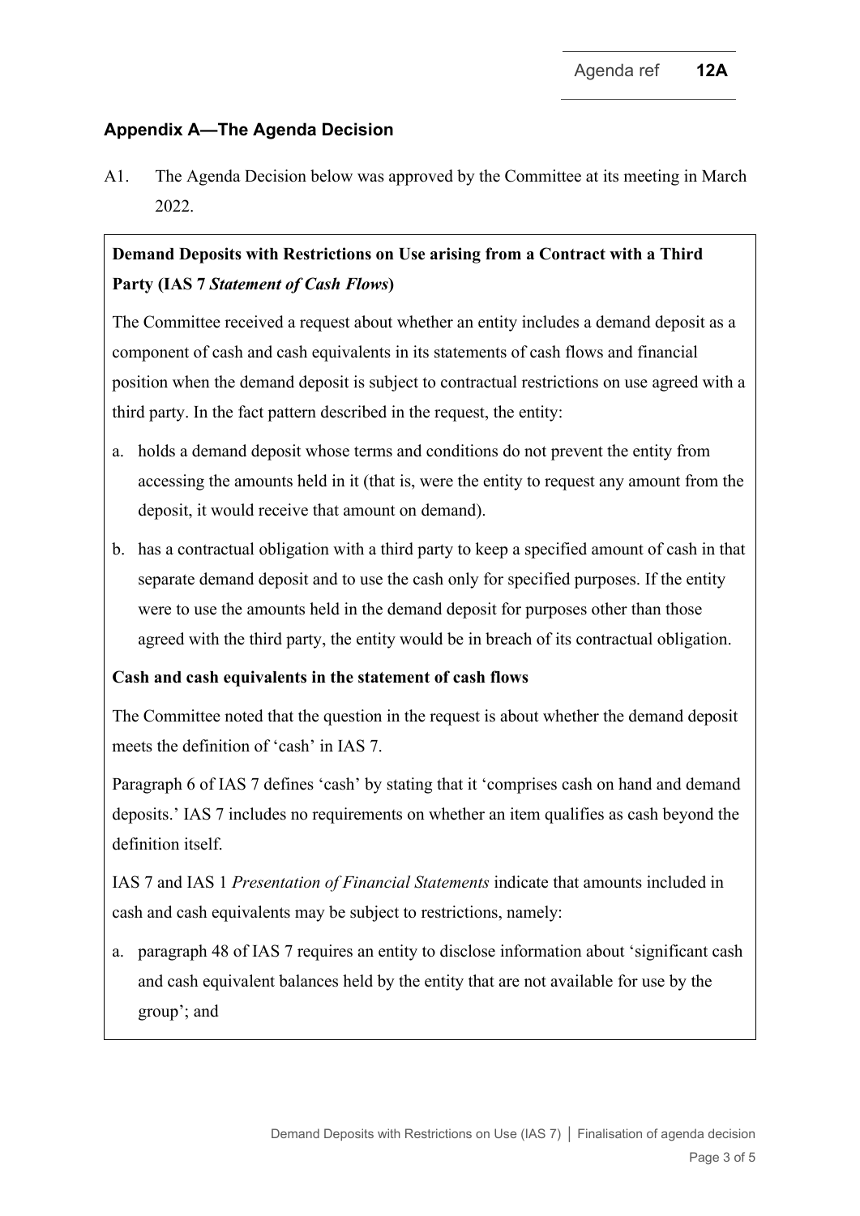## Appendix A—The Agenda Decision

A1. The Agenda Decision below was approved by the Committee at its meeting in March 2022.

**Demand Deposits with Restrictions on Use arising from a Contract with a Third Party (IAS 7 *Statement of Cash Flows*)**

The Committee received a request about whether an entity includes a demand deposit as a component of cash and cash equivalents in its statements of cash flows and financial position when the demand deposit is subject to contractual restrictions on use agreed with a third party. In the fact pattern described in the request, the entity:

a. holds a demand deposit whose terms and conditions do not prevent the entity from accessing the amounts held in it (that is, were the entity to request any amount from the deposit, it would receive that amount on demand).

b. has a contractual obligation with a third party to keep a specified amount of cash in that separate demand deposit and to use the cash only for specified purposes. If the entity were to use the amounts held in the demand deposit for purposes other than those agreed with the third party, the entity would be in breach of its contractual obligation.

**Cash and cash equivalents in the statement of cash flows**

The Committee noted that the question in the request is about whether the demand deposit meets the definition of 'cash' in IAS 7.

Paragraph 6 of IAS 7 defines 'cash' by stating that it 'comprises cash on hand and demand deposits.' IAS 7 includes no requirements on whether an item qualifies as cash beyond the definition itself.

IAS 7 and IAS 1 *Presentation of Financial Statements* indicate that amounts included in cash and cash equivalents may be subject to restrictions, namely:

a. paragraph 48 of IAS 7 requires an entity to disclose information about 'significant cash and cash equivalent balances held by the entity that are not available for use by the group'; and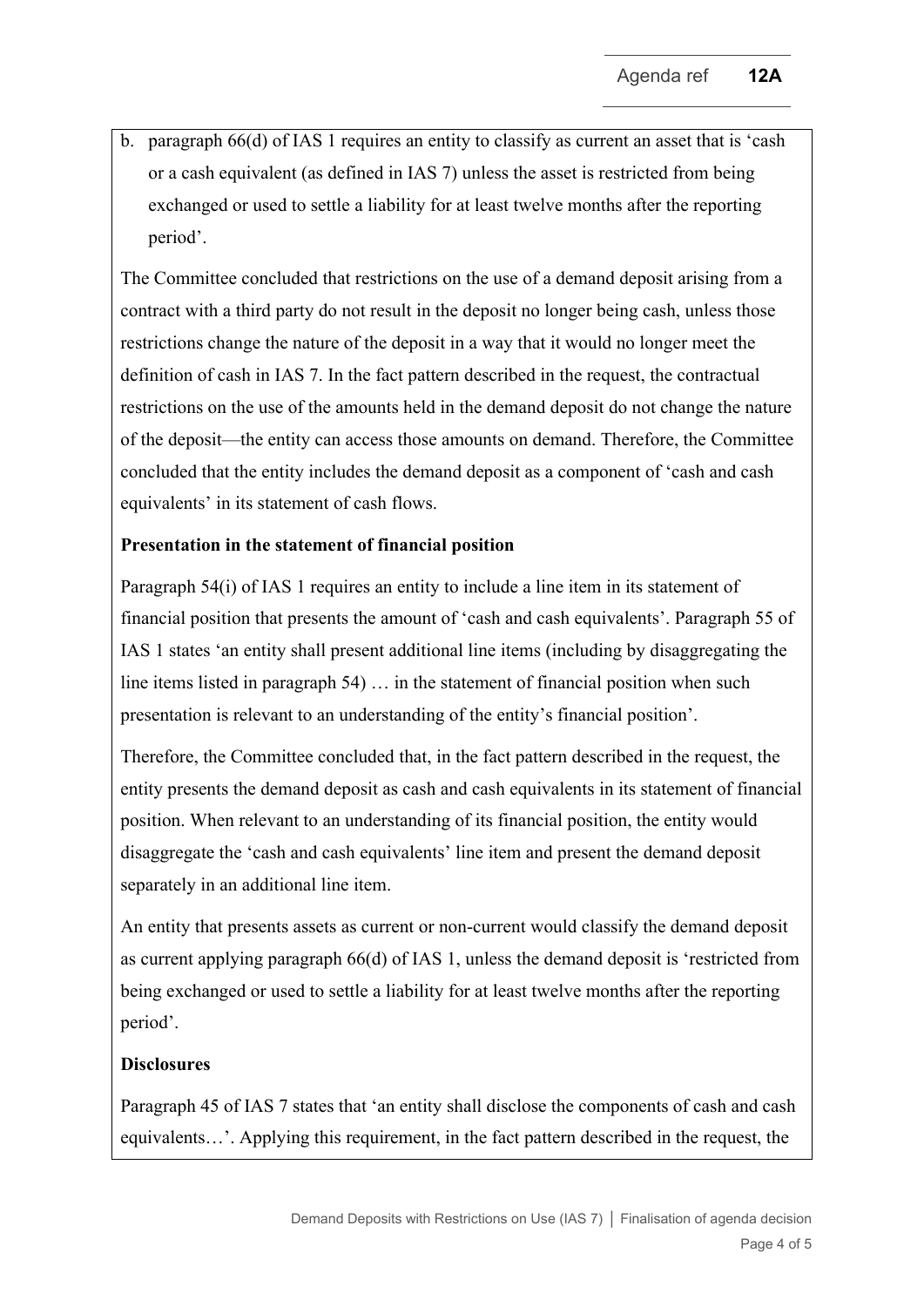b. paragraph 66(d) of IAS 1 requires an entity to classify as current an asset that is 'cash or a cash equivalent (as defined in IAS 7) unless the asset is restricted from being exchanged or used to settle a liability for at least twelve months after the reporting period'.

The Committee concluded that restrictions on the use of a demand deposit arising from a contract with a third party do not result in the deposit no longer being cash, unless those restrictions change the nature of the deposit in a way that it would no longer meet the definition of cash in IAS 7. In the fact pattern described in the request, the contractual restrictions on the use of the amounts held in the demand deposit do not change the nature of the deposit—the entity can access those amounts on demand. Therefore, the Committee concluded that the entity includes the demand deposit as a component of 'cash and cash equivalents' in its statement of cash flows.

**Presentation in the statement of financial position**

Paragraph 54(i) of IAS 1 requires an entity to include a line item in its statement of financial position that presents the amount of 'cash and cash equivalents'. Paragraph 55 of IAS 1 states 'an entity shall present additional line items (including by disaggregating the line items listed in paragraph 54) … in the statement of financial position when such presentation is relevant to an understanding of the entity's financial position'.

Therefore, the Committee concluded that, in the fact pattern described in the request, the entity presents the demand deposit as cash and cash equivalents in its statement of financial position. When relevant to an understanding of its financial position, the entity would disaggregate the 'cash and cash equivalents' line item and present the demand deposit separately in an additional line item.

An entity that presents assets as current or non-current would classify the demand deposit as current applying paragraph 66(d) of IAS 1, unless the demand deposit is 'restricted from being exchanged or used to settle a liability for at least twelve months after the reporting period'.

**Disclosures**

Paragraph 45 of IAS 7 states that 'an entity shall disclose the components of cash and cash equivalents…'. Applying this requirement, in the fact pattern described in the request, the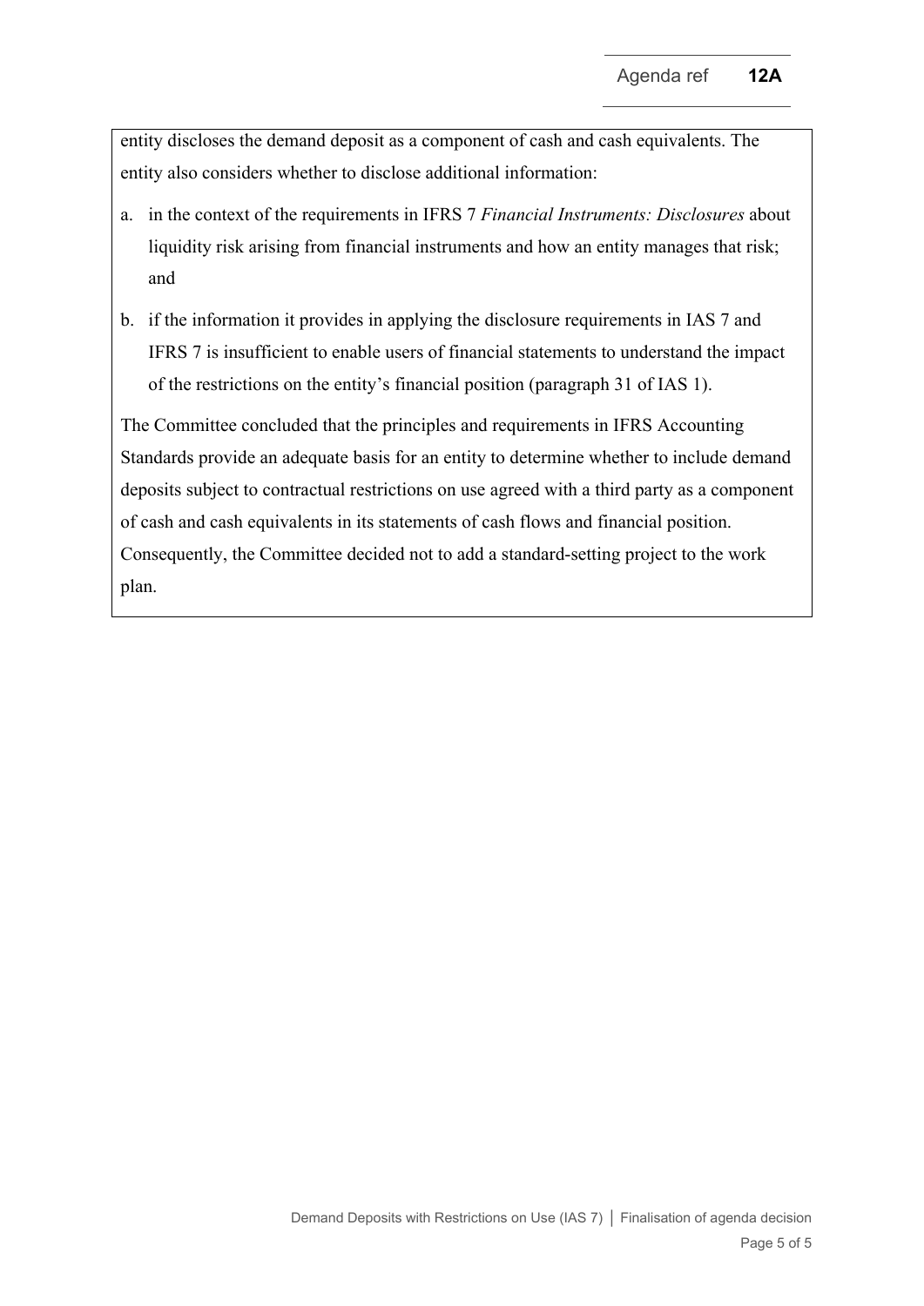entity discloses the demand deposit as a component of cash and cash equivalents. The entity also considers whether to disclose additional information:

a. in the context of the requirements in IFRS 7 *Financial Instruments: Disclosures* about liquidity risk arising from financial instruments and how an entity manages that risk; and

b. if the information it provides in applying the disclosure requirements in IAS 7 and IFRS 7 is insufficient to enable users of financial statements to understand the impact of the restrictions on the entity's financial position (paragraph 31 of IAS 1).

The Committee concluded that the principles and requirements in IFRS Accounting Standards provide an adequate basis for an entity to determine whether to include demand deposits subject to contractual restrictions on use agreed with a third party as a component of cash and cash equivalents in its statements of cash flows and financial position. Consequently, the Committee decided not to add a standard-setting project to the work plan.